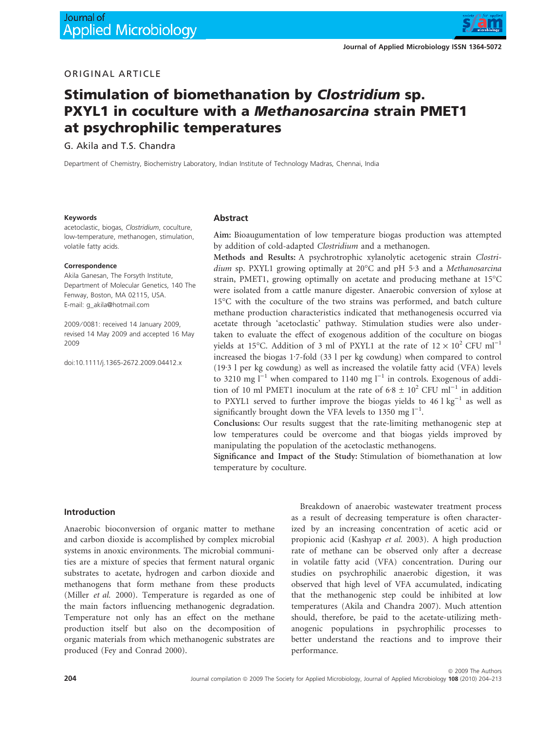ORIGINAL ARTICLE

# Stimulation of biomethanation by *Clostridium* sp. PXYL1 in coculture with a *Methanosarcina* strain PMET1 at psychrophilic temperatures

G. Akila and T.S. Chandra

Department of Chemistry, Biochemistry Laboratory, Indian Institute of Technology Madras, Chennai, India

**Keywords**

acetoclastic, biogas, *Clostridium*, coculture, low-temperature, methanogen, stimulation, volatile fatty acids.

**Correspondence**

Akila Ganesan, The Forsyth Institute, Department of Molecular Genetics, 140 The Fenway, Boston, MA 02115, USA.
E-mail: g_akila@hotmail.com

2009/0081: received 14 January 2009, revised 14 May 2009 and accepted 16 May 2009

doi:10.1111/j.1365-2672.2009.04412.x

## Abstract

**Aim:** Bioaugumentation of low temperature biogas production was attempted by addition of cold-adapted *Clostridium* and a methanogen.

**Methods and Results:** A psychrotrophic xylanolytic acetogenic strain *Clostridium* sp. PXYL1 growing optimally at 20°C and pH 5·3 and a *Methanosarcina* strain, PMET1, growing optimally on acetate and producing methane at 15°C were isolated from a cattle manure digester. Anaerobic conversion of xylose at 15°C with the coculture of the two strains was performed, and batch culture methane production characteristics indicated that methanogenesis occurred via acetate through 'acetoclastic' pathway. Stimulation studies were also undertaken to evaluate the effect of exogenous addition of the coculture on biogas yields at 15°C. Addition of 3 ml of PXYL1 at the rate of $12 \times 10^2$ CFU $ml^{-1}$ increased the biogas 1·7-fold (33 l per kg cowdung) when compared to control (19·3 l per kg cowdung) as well as increased the volatile fatty acid (VFA) levels to 3210 mg $l^{-1}$ when compared to 1140 mg $l^{-1}$ in controls. Exogenous of addition of 10 ml PMET1 inoculum at the rate of $6{\cdot}8 \pm 10^2$ CFU $ml^{-1}$ in addition to PXYL1 served to further improve the biogas yields to 46 l $kg^{-1}$ as well as significantly brought down the VFA levels to 1350 mg $l^{-1}$.

**Conclusions:** Our results suggest that the rate-limiting methanogenic step at low temperatures could be overcome and that biogas yields improved by manipulating the population of the acetoclastic methanogens.

**Significance and Impact of the Study:** Stimulation of biomethanation at low temperature by coculture.

## Introduction

Anaerobic bioconversion of organic matter to methane and carbon dioxide is accomplished by complex microbial systems in anoxic environments. The microbial communities are a mixture of species that ferment natural organic substrates to acetate, hydrogen and carbon dioxide and methanogens that form methane from these products (Miller *et al.* 2000). Temperature is regarded as one of the main factors influencing methanogenic degradation. Temperature not only has an effect on the methane production itself but also on the decomposition of organic materials from which methanogenic substrates are produced (Fey and Conrad 2000).

Breakdown of anaerobic wastewater treatment process as a result of decreasing temperature is often characterized by an increasing concentration of acetic acid or propionic acid (Kashyap *et al.* 2003). A high production rate of methane can be observed only after a decrease in volatile fatty acid (VFA) concentration. During our studies on psychrophilic anaerobic digestion, it was observed that high level of VFA accumulated, indicating that the methanogenic step could be inhibited at low temperatures (Akila and Chandra 2007). Much attention should, therefore, be paid to the acetate-utilizing methanogenic populations in psychrophilic processes to better understand the reactions and to improve their performance.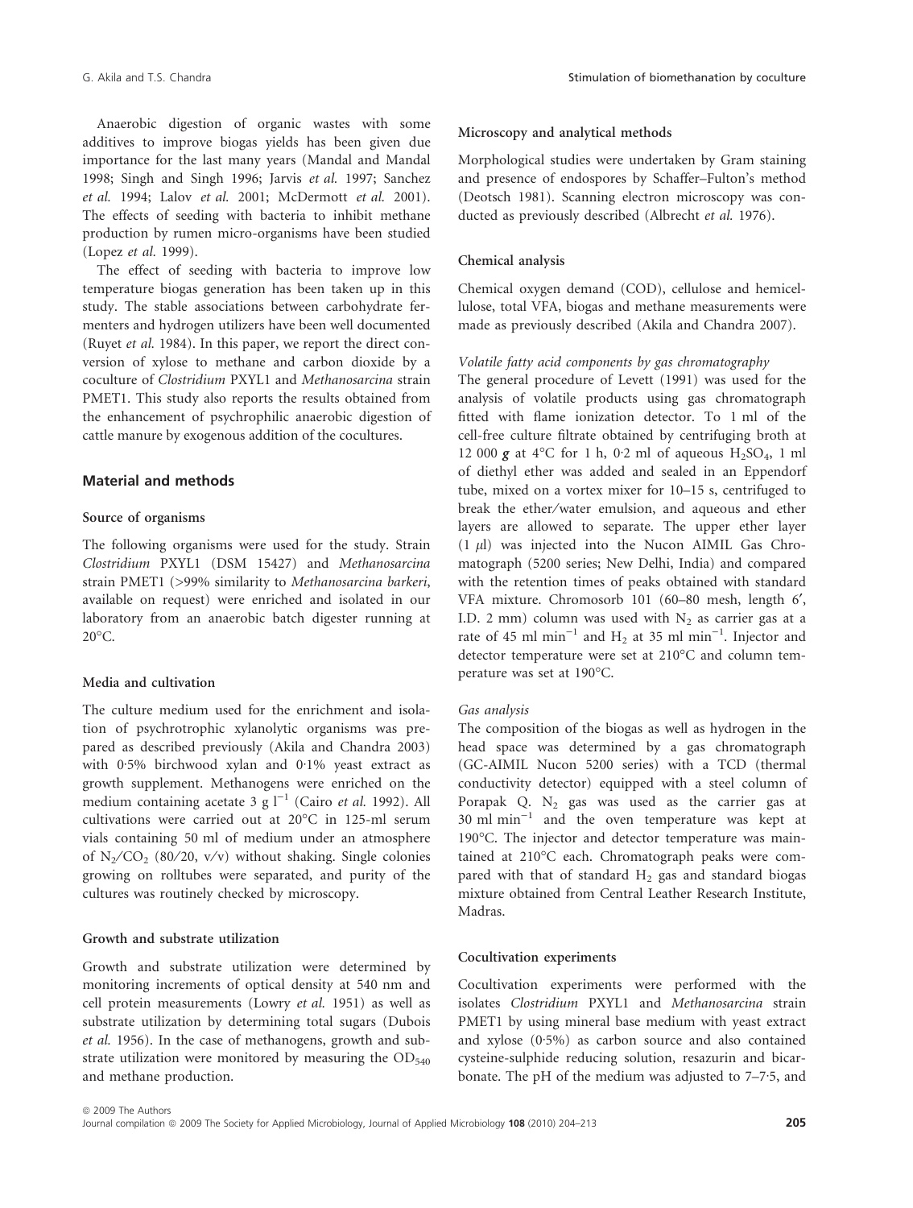Anaerobic digestion of organic wastes with some additives to improve biogas yields has been given due importance for the last many years (Mandal and Mandal 1998; Singh and Singh 1996; Jarvis *et al.* 1997; Sanchez *et al.* 1994; Lalov *et al.* 2001; McDermott *et al.* 2001). The effects of seeding with bacteria to inhibit methane production by rumen micro-organisms have been studied (Lopez *et al.* 1999).

The effect of seeding with bacteria to improve low temperature biogas generation has been taken up in this study. The stable associations between carbohydrate fermenters and hydrogen utilizers have been well documented (Ruyet *et al.* 1984). In this paper, we report the direct conversion of xylose to methane and carbon dioxide by a coculture of *Clostridium* PXYL1 and *Methanosarcina* strain PMET1. This study also reports the results obtained from the enhancement of psychrophilic anaerobic digestion of cattle manure by exogenous addition of the cocultures.

## Material and methods

### Source of organisms

The following organisms were used for the study. Strain *Clostridium* PXYL1 (DSM 15427) and *Methanosarcina* strain PMET1 (>99% similarity to *Methanosarcina barkeri*, available on request) were enriched and isolated in our laboratory from an anaerobic batch digester running at 20°C.

### Media and cultivation

The culture medium used for the enrichment and isolation of psychrotrophic xylanolytic organisms was prepared as described previously (Akila and Chandra 2003) with 0·5% birchwood xylan and 0·1% yeast extract as growth supplement. Methanogens were enriched on the medium containing acetate 3 g $l^{-1}$ (Cairo *et al.* 1992). All cultivations were carried out at 20°C in 125-ml serum vials containing 50 ml of medium under an atmosphere of $N_2/CO_2$ (80/20, v/v) without shaking. Single colonies growing on rolltubes were separated, and purity of the cultures was routinely checked by microscopy.

### Growth and substrate utilization

Growth and substrate utilization were determined by monitoring increments of optical density at 540 nm and cell protein measurements (Lowry *et al.* 1951) as well as substrate utilization by determining total sugars (Dubois *et al.* 1956). In the case of methanogens, growth and substrate utilization were monitored by measuring the $OD_{540}$ and methane production.

### Microscopy and analytical methods

Morphological studies were undertaken by Gram staining and presence of endospores by Schaffer–Fulton's method (Deotsch 1981). Scanning electron microscopy was conducted as previously described (Albrecht *et al.* 1976).

### Chemical analysis

Chemical oxygen demand (COD), cellulose and hemicellulose, total VFA, biogas and methane measurements were made as previously described (Akila and Chandra 2007).

#### *Volatile fatty acid components by gas chromatography*

The general procedure of Levett (1991) was used for the analysis of volatile products using gas chromatograph fitted with flame ionization detector. To 1 ml of the cell-free culture filtrate obtained by centrifuging broth at 12 000 ***g*** at 4°C for 1 h, 0·2 ml of aqueous $H_2SO_4$, 1 ml of diethyl ether was added and sealed in an Eppendorf tube, mixed on a vortex mixer for 10–15 s, centrifuged to break the ether/water emulsion, and aqueous and ether layers are allowed to separate. The upper ether layer (1 $\mu$l) was injected into the Nucon AIMIL Gas Chromatograph (5200 series; New Delhi, India) and compared with the retention times of peaks obtained with standard VFA mixture. Chromosorb 101 (60–80 mesh, length 6′, I.D. 2 mm) column was used with $N_2$ as carrier gas at a rate of 45 ml $min^{-1}$ and $H_2$ at 35 ml $min^{-1}$. Injector and detector temperature were set at 210°C and column temperature was set at 190°C.

#### *Gas analysis*

The composition of the biogas as well as hydrogen in the head space was determined by a gas chromatograph (GC-AIMIL Nucon 5200 series) with a TCD (thermal conductivity detector) equipped with a steel column of Porapak Q. $N_2$ gas was used as the carrier gas at 30 ml $min^{-1}$ and the oven temperature was kept at 190°C. The injector and detector temperature was maintained at 210°C each. Chromatograph peaks were compared with that of standard $H_2$ gas and standard biogas mixture obtained from Central Leather Research Institute, Madras.

### Cocultivation experiments

Cocultivation experiments were performed with the isolates *Clostridium* PXYL1 and *Methanosarcina* strain PMET1 by using mineral base medium with yeast extract and xylose (0·5%) as carbon source and also contained cysteine-sulphide reducing solution, resazurin and bicarbonate. The pH of the medium was adjusted to 7–7·5, and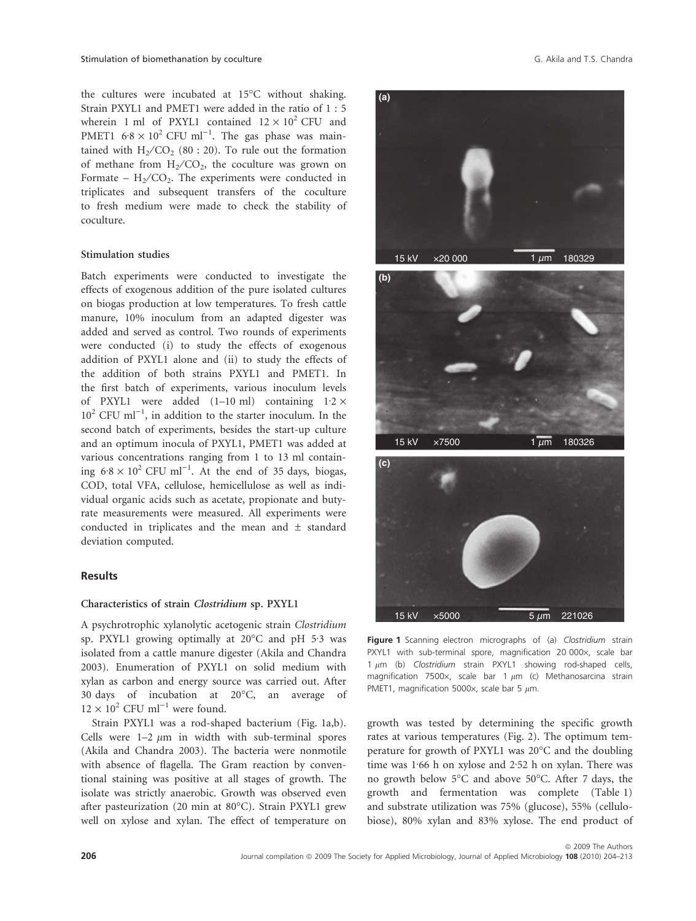the cultures were incubated at 15°C without shaking. Strain PXYL1 and PMET1 were added in the ratio of 1 : 5 wherein 1 ml of PXYL1 contained $12 \times 10^2$ CFU and PMET1 $6{\cdot}8 \times 10^2$ CFU $ml^{-1}$. The gas phase was maintained with $H_2/CO_2$ (80 : 20). To rule out the formation of methane from $H_2/CO_2$, the coculture was grown on Formate – $H_2/CO_2$. The experiments were conducted in triplicates and subsequent transfers of the coculture to fresh medium were made to check the stability of coculture.

### Stimulation studies

Batch experiments were conducted to investigate the effects of exogenous addition of the pure isolated cultures on biogas production at low temperatures. To fresh cattle manure, 10% inoculum from an adapted digester was added and served as control. Two rounds of experiments were conducted (i) to study the effects of exogenous addition of PXYL1 alone and (ii) to study the effects of the addition of both strains PXYL1 and PMET1. In the first batch of experiments, various inoculum levels of PXYL1 were added (1–10 ml) containing $1{\cdot}2 \times 10^2$ CFU $ml^{-1}$, in addition to the starter inoculum. In the second batch of experiments, besides the start-up culture and an optimum inocula of PXYL1, PMET1 was added at various concentrations ranging from 1 to 13 ml containing $6{\cdot}8 \times 10^2$ CFU $ml^{-1}$. At the end of 35 days, biogas, COD, total VFA, cellulose, hemicellulose as well as individual organic acids such as acetate, propionate and butyrate measurements were measured. All experiments were conducted in triplicates and the mean and ± standard deviation computed.

## Results

### Characteristics of strain *Clostridium* sp. PXYL1

A psychrotrophic xylanolytic acetogenic strain *Clostridium* sp. PXYL1 growing optimally at 20°C and pH 5·3 was isolated from a cattle manure digester (Akila and Chandra 2003). Enumeration of PXYL1 on solid medium with xylan as carbon and energy source was carried out. After 30 days of incubation at 20°C, an average of $12 \times 10^2$ CFU $ml^{-1}$ were found.

Strain PXYL1 was a rod-shaped bacterium (Fig. 1a,b). Cells were 1–2 μm in width with sub-terminal spores (Akila and Chandra 2003). The bacteria were nonmotile with absence of flagella. The Gram reaction by conventional staining was positive at all stages of growth. The isolate was strictly anaerobic. Growth was observed even after pasteurization (20 min at 80°C). Strain PXYL1 grew well on xylose and xylan. The effect of temperature on growth was tested by determining the specific growth rates at various temperatures (Fig. 2). The optimum temperature for growth of PXYL1 was 20°C and the doubling time was 1·66 h on xylose and 2·52 h on xylan. There was no growth below 5°C and above 50°C. After 7 days, the growth and fermentation was complete (Table 1) and substrate utilization was 75% (glucose), 55% (cellobiose), 80% xylan and 83% xylose. The end product of

**Figure 1** Scanning electron micrographs of (a) *Clostridium* strain PXYL1 with sub-terminal spore, magnification 20 000×, scale bar 1 μm (b) *Clostridium* strain PXYL1 showing rod-shaped cells, magnification 7500×, scale bar 1 μm (c) Methanosarcina strain PMET1, magnification 5000×, scale bar 5 μm.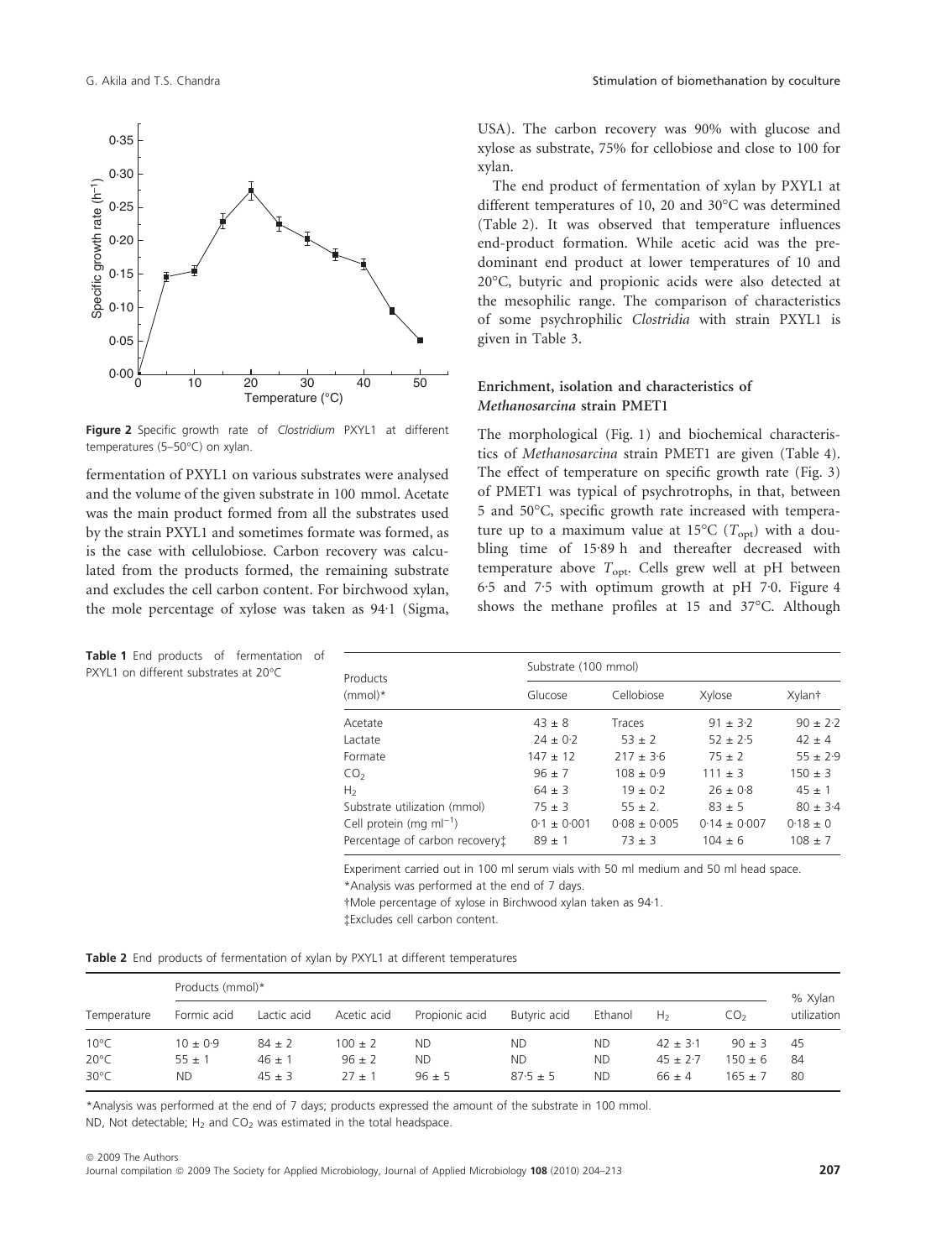Figure 2 Specific growth rate of *Clostridium* PXYL1 at different temperatures (5–50°C) on xylan.

fermentation of PXYL1 on various substrates were analysed and the volume of the given substrate in 100 mmol. Acetate was the main product formed from all the substrates used by the strain PXYL1 and sometimes formate was formed, as is the case with cellulobiose. Carbon recovery was calculated from the products formed, the remaining substrate and excludes the cell carbon content. For birchwood xylan, the mole percentage of xylose was taken as 94·1 (Sigma, USA). The carbon recovery was 90% with glucose and xylose as substrate, 75% for cellobiose and close to 100 for xylan.

The end product of fermentation of xylan by PXYL1 at different temperatures of 10, 20 and 30°C was determined (Table 2). It was observed that temperature influences end-product formation. While acetic acid was the predominant end product at lower temperatures of 10 and 20°C, butyric and propionic acids were also detected at the mesophilic range. The comparison of characteristics of some psychrophilic *Clostridia* with strain PXYL1 is given in Table 3.

## Enrichment, isolation and characteristics of *Methanosarcina* strain PMET1

The morphological (Fig. 1) and biochemical characteristics of *Methanosarcina* strain PMET1 are given (Table 4). The effect of temperature on specific growth rate (Fig. 3) of PMET1 was typical of psychrotrophs, in that, between 5 and 50°C, specific growth rate increased with temperature up to a maximum value at 15°C ($T_{opt}$) with a doubling time of 15·89 h and thereafter decreased with temperature above $T_{opt}$. Cells grew well at pH between 6·5 and 7·5 with optimum growth at pH 7·0. Figure 4 shows the methane profiles at 15 and 37°C. Although

**Table 1** End products of fermentation of PXYL1 on different substrates at 20°C

| Products (mmol)* | Substrate (100 mmol) | | | |
|---|---|---|---|---|
| | Glucose | Cellobiose | Xylose | Xylan† |
| Acetate | 43 ± 8 | Traces | 91 ± 3·2 | 90 ± 2·2 |
| Lactate | 24 ± 0·2 | 53 ± 2 | 52 ± 2·5 | 42 ± 4 |
| Formate | 147 ± 12 | 217 ± 3·6 | 75 ± 2 | 55 ± 2·9 |
| $CO_2$ | 96 ± 7 | 108 ± 0·9 | 111 ± 3 | 150 ± 3 |
| $H_2$ | 64 ± 3 | 19 ± 0·2 | 26 ± 0·8 | 45 ± 1 |
| Substrate utilization (mmol) | 75 ± 3 | 55 ± 2. | 83 ± 5 | 80 ± 3·4 |
| Cell protein (mg ml$^{-1}$) | 0·1 ± 0·001 | 0·08 ± 0·005 | 0·14 ± 0·007 | 0·18 ± 0 |
| Percentage of carbon recovery‡ | 89 ± 1 | 73 ± 3 | 104 ± 6 | 108 ± 7 |

Experiment carried out in 100 ml serum vials with 50 ml medium and 50 ml head space.
*Analysis was performed at the end of 7 days.
†Mole percentage of xylose in Birchwood xylan taken as 94·1.
‡Excludes cell carbon content.

**Table 2** End products of fermentation of xylan by PXYL1 at different temperatures

| Temperature | Products (mmol)* | | | | | | | | % Xylan utilization |
|---|---|---|---|---|---|---|---|---|---|
| | Formic acid | Lactic acid | Acetic acid | Propionic acid | Butyric acid | Ethanol | $H_2$ | $CO_2$ | |
| 10°C | 10 ± 0·9 | 84 ± 2 | 100 ± 2 | ND | ND | ND | 42 ± 3·1 | 90 ± 3 | 45 |
| 20°C | 55 ± 1 | 46 ± 1 | 96 ± 2 | ND | ND | ND | 45 ± 2·7 | 150 ± 6 | 84 |
| 30°C | ND | 45 ± 3 | 27 ± 1 | 96 ± 5 | 87·5 ± 5 | ND | 66 ± 4 | 165 ± 7 | 80 |

*Analysis was performed at the end of 7 days; products expressed the amount of the substrate in 100 mmol.
ND, Not detectable; $H_2$ and $CO_2$ was estimated in the total headspace.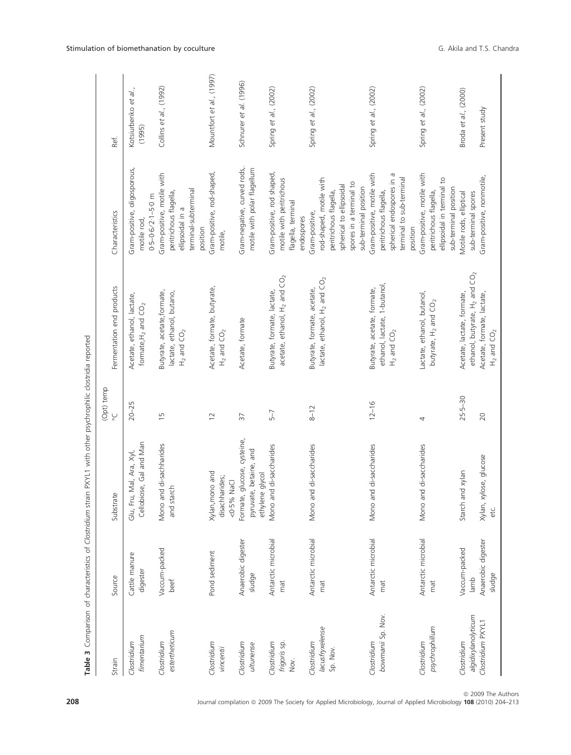**Table 3** Comparison of characteristics of *Clostridium* strain PXYL1 with other psychrophilic clostridia reported

| Strain | Source | Substrate | (Opt) temp °C | Fermentation end products | Characteristics | Ref. |
|---|---|---|---|---|---|---|
| *Clostridium fimentarium* | Cattle manure digester | Glu, Fru, Mal, Ara, Xyl, Cellobiose, Gal and Man | 20–25 | Acetate, ethanol, lactate, formate, $H_2$ and $CO_2$ | Gram-positive, oligosporous, motile rod, 0·5–0·6/2·1–5·0 m | Kotsiurbenko *et al.*, (1995) |
| *Clostridium estertheticum* | Vaccum-packed beef | Mono and di-sachharides and starch | 15 | Butyrate, acetate, formate, lactate, ethanol, butano, $H_2$ and $CO_2$ | Gram-positive, motile with peritrichous flagella, ellipsoidal in a terminal-subterminal position | Collins *et al.*, (1992) |
| *Clostridium vincentii* | Pond sediment | Xylan, mono and disachharides; <0·5% NaCl | 12 | Acetate, formate, butyrate, $H_2$ and $CO_2$ | Gram-positive, rod-shaped, motile, | Mountfort *et al.*, (1997) |
| *Clostridium ultunense* | Anaerobic digester sludge | Formate, glucose, cysteine, pyruvate, betaine, and ethylene glycol | 37 | Acetate, formate | Gram-negative, curved rods, motile with polar flagellum | Schnurer *et al.* (1996) |
| *Clostridium frigoris* sp. Nov. | Antarctic microbial mat | Mono and di-saccharides | 5–7 | Butyrate, formate, lactate, acetate, ethanol, $H_2$ and $CO_2$ | Gram-positive, rod shaped, motile with peritrichous flagella, terminal endospores | Spring *et al.*, (2002) |
| *Clostridium lacusfryxellense* Sp. Nov. | Antarctic microbial mat | Mono and di-saccharides | 8–12 | Butyrate, formate, acetate, lactate, ethanol, $H_2$ and $CO_2$ | Gram-positive, rod-shaped, motile with peritrichous flagella, spherical to ellipsoidal spores in a terminal to sub-terminal position | Spring *et al.*, (2002) |
| *Clostridium bowmanii* Sp. Nov. | Antarctic microbial mat | Mono and di-saccharides | 12–16 | Butyrate, acetate, formate, ethanol, lactate, 1-butanol, $H_2$ and $CO_2$ | Gram-positive, motile with peritrichous flagella, spherical endospores in a terminal to sub-terminal position | Spring *et al.*, (2002) |
| *Clostridium psychrophillum* | Antarctic microbial mat | Mono and di-saccharides | 4 | Lactate, ethanol, butanol, butyrate, $H_2$ and $CO_2$ | Gram-positive, motile with peritrichous flagella, ellipsoidal in terminal to sub-terminal position | Spring *et al.*, (2002) |
| *Clostridium algidixylanolyticum* | Vaccum-packed lamb | Starch and xylan | 25·5–30 | Acetate, lactate, formate, ethanol, butyrate, $H_2$ and $CO_2$ | Motile rods, elliptical sub-terminal spores | Broda *et al.*, (2000) |
| *Clostridium* PXYL1 | Anaerobic digester sludge | Xylan, xylose, glucose etc. | 20 | Acetate, formate, lactate, $H_2$ and $CO_2$ | Gram-positive, nonmotile, | Present study |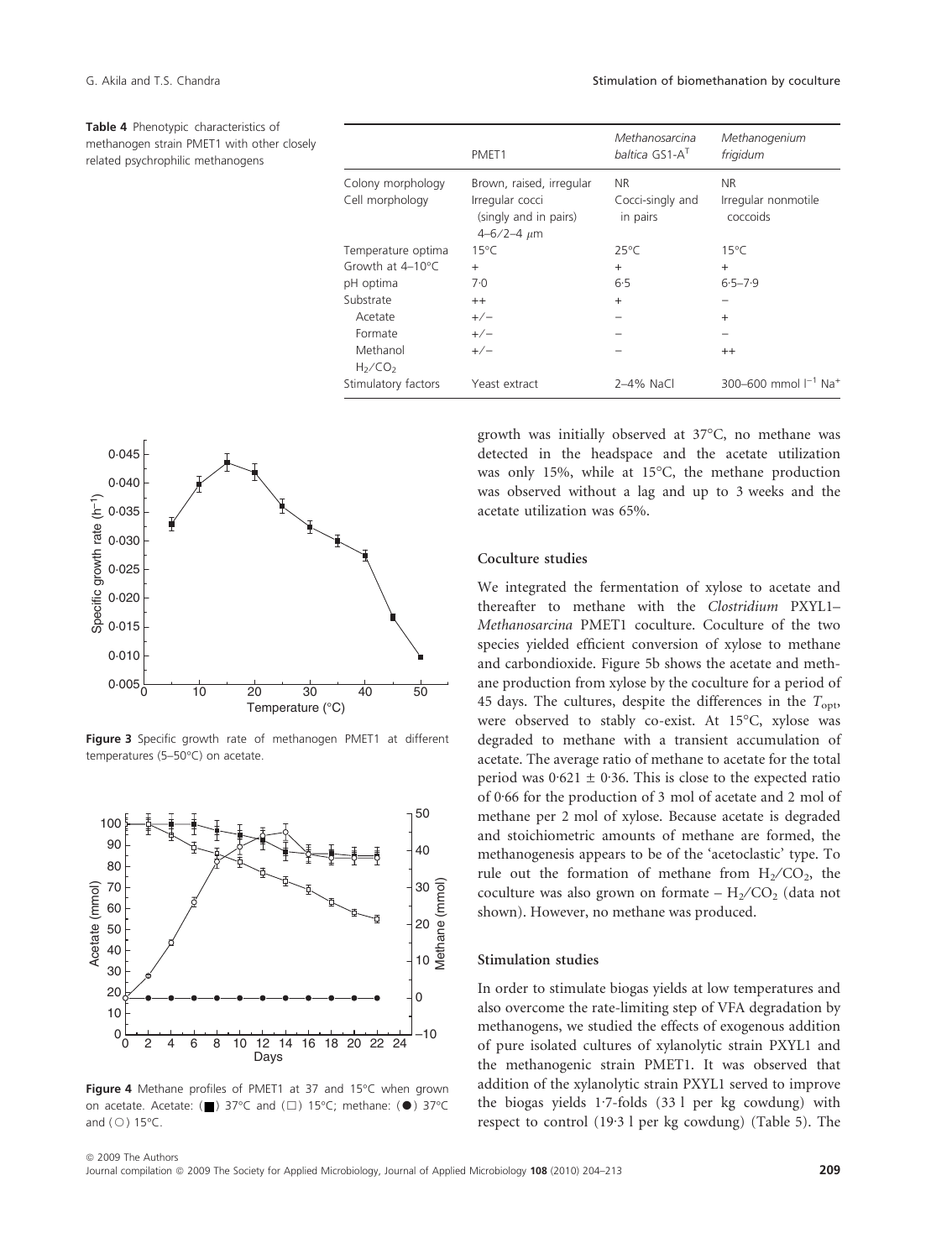**Table 4** Phenotypic characteristics of methanogen strain PMET1 with other closely related psychrophilic methanogens

| | PMET1 | *Methanosarcina baltica* GS1-A[T] | *Methanogenium frigidum* |
|---|---|---|---|
| Colony morphology | Brown, raised, irregular | NR | NR |
| Cell morphology | Irregular cocci (singly and in pairs) 4–6/2–4 μm | Cocci-singly and in pairs | Irregular nonmotile coccoids |
| Temperature optima | 15°C | 25°C | 15°C |
| Growth at 4–10°C | + | + | + |
| pH optima | 7·0 | 6·5 | 6·5–7·9 |
| Substrate | | | |
| Acetate | ++ | + | – |
| Formate | +/– | – | + |
| Methanol | +/– | – | – |
| $H_2/CO_2$ | +/– | – | ++ |
| Stimulatory factors | Yeast extract | 2–4% NaCl | 300–600 mmol $l^{-1}$ $Na^+$ |

**Figure 3** Specific growth rate of methanogen PMET1 at different temperatures (5–50°C) on acetate.

**Figure 4** Methane profiles of PMET1 at 37 and 15°C when grown on acetate. Acetate: (■) 37°C and (□) 15°C; methane: (●) 37°C and (○) 15°C.

growth was initially observed at 37°C, no methane was detected in the headspace and the acetate utilization was only 15%, while at 15°C, the methane production was observed without a lag and up to 3 weeks and the acetate utilization was 65%.

### Coculture studies

We integrated the fermentation of xylose to acetate and thereafter to methane with the *Clostridium* PXYL1–*Methanosarcina* PMET1 coculture. Coculture of the two species yielded efficient conversion of xylose to methane and carbondioxide. Figure 5b shows the acetate and methane production from xylose by the coculture for a period of 45 days. The cultures, despite the differences in the $T_{opt}$, were observed to stably co-exist. At 15°C, xylose was degraded to methane with a transient accumulation of acetate. The average ratio of methane to acetate for the total period was 0·621 ± 0·36. This is close to the expected ratio of 0·66 for the production of 3 mol of acetate and 2 mol of methane per 2 mol of xylose. Because acetate is degraded and stoichiometric amounts of methane are formed, the methanogenesis appears to be of the 'acetoclastic' type. To rule out the formation of methane from $H_2/CO_2$, the coculture was also grown on formate – $H_2/CO_2$ (data not shown). However, no methane was produced.

### Stimulation studies

In order to stimulate biogas yields at low temperatures and also overcome the rate-limiting step of VFA degradation by methanogens, we studied the effects of exogenous addition of pure isolated cultures of xylanolytic strain PXYL1 and the methanogenic strain PMET1. It was observed that addition of the xylanolytic strain PXYL1 served to improve the biogas yields 1·7-folds (33 l per kg cowdung) with respect to control (19·3 l per kg cowdung) (Table 5). The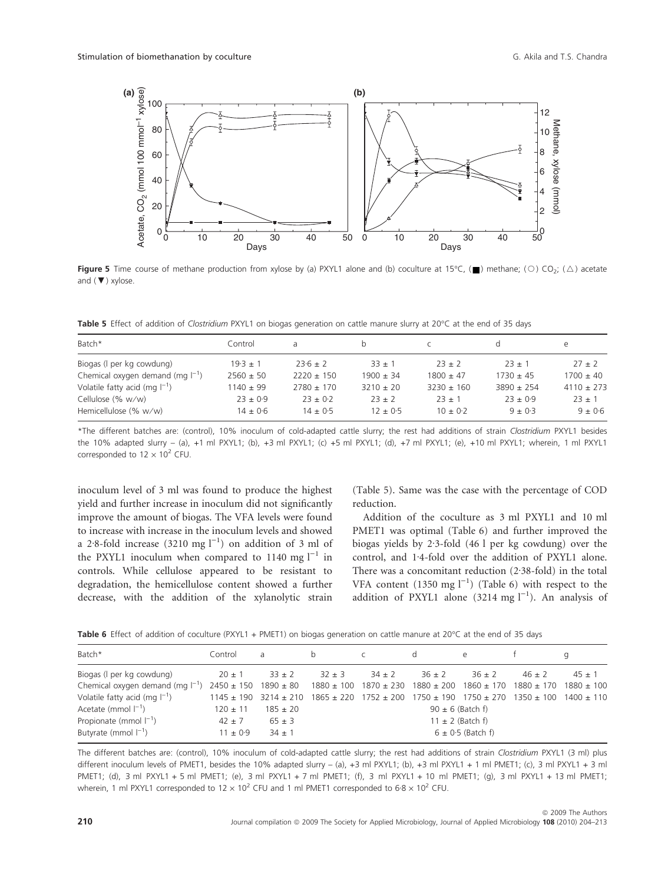**Figure 5** Time course of methane production from xylose by (a) PXYL1 alone and (b) coculture at 15°C, (■) methane; (○) $CO_2$; (△) acetate and (▼) xylose.

**Table 5** Effect of addition of *Clostridium* PXYL1 on biogas generation on cattle manure slurry at 20°C at the end of 35 days

| Batch* | Control | a | b | c | d | e |
|---|---|---|---|---|---|---|
| Biogas (l per kg cowdung) | 19·3 ± 1 | 23·6 ± 2 | 33 ± 1 | 23 ± 2 | 23 ± 1 | 27 ± 2 |
| Chemical oxygen demand (mg $l^{-1}$) | 2560 ± 50 | 2220 ± 150 | 1900 ± 34 | 1800 ± 47 | 1730 ± 45 | 1700 ± 40 |
| Volatile fatty acid (mg $l^{-1}$) | 1140 ± 99 | 2780 ± 170 | 3210 ± 20 | 3230 ± 160 | 3890 ± 254 | 4110 ± 273 |
| Cellulose (% w/w) | 23 ± 0·9 | 23 ± 0·2 | 23 ± 0·2 | 23 ± 1 | 23 ± 0·9 | 23 ± 1 |
| Hemicellulose (% w/w) | 14 ± 0·6 | 14 ± 0·5 | 12 ± 0·5 | 10 ± 0·2 | 9 ± 0·3 | 9 ± 0·6 |

*The different batches are: (control), 10% inoculum of cold-adapted cattle slurry; the rest had additions of strain *Clostridium* PXYL1 besides the 10% adapted slurry – (a), +1 ml PXYL1; (b), +3 ml PXYL1; (c) +5 ml PXYL1; (d), +7 ml PXYL1; (e), +10 ml PXYL1; wherein, 1 ml PXYL1 corresponded to $12 \times 10^2$ CFU.

inoculum level of 3 ml was found to produce the highest yield and further increase in inoculum did not significantly improve the amount of biogas. The VFA levels were found to increase with increase in the inoculum levels and showed a 2·8-fold increase (3210 mg $l^{-1}$) on addition of 3 ml of the PXYL1 inoculum when compared to 1140 mg $l^{-1}$ in controls. While cellulose appeared to be resistant to degradation, the hemicellulose content showed a further decrease, with the addition of the xylanolytic strain (Table 5). Same was the case with the percentage of COD reduction.

Addition of the coculture as 3 ml PXYL1 and 10 ml PMET1 was optimal (Table 6) and further improved the biogas yields by 2·3-fold (46 l per kg cowdung) over the control, and 1·4-fold over the addition of PXYL1 alone. There was a concomitant reduction (2·38-fold) in the total VFA content (1350 mg $l^{-1}$) (Table 6) with respect to the addition of PXYL1 alone (3214 mg $l^{-1}$). An analysis of

**Table 6** Effect of addition of coculture (PXYL1 + PMET1) on biogas generation on cattle manure at 20°C at the end of 35 days

| Batch* | Control | a | b | c | d | e | f | g |
|---|---|---|---|---|---|---|---|---|
| Biogas (l per kg cowdung) | 20 ± 1 | 33 ± 2 | 32 ± 3 | 34 ± 2 | 36 ± 2 | 36 ± 2 | 46 ± 2 | 45 ± 1 |
| Chemical oxygen demand (mg $l^{-1}$) | 2450 ± 150 | 1890 ± 80 | 1880 ± 100 | 1870 ± 230 | 1880 ± 200 | 1860 ± 170 | 1880 ± 170 | 1880 ± 100 |
| Volatile fatty acid (mg $l^{-1}$) | 1145 ± 190 | 3214 ± 210 | 1865 ± 220 | 1752 ± 200 | 1750 ± 190 | 1750 ± 270 | 1350 ± 100 | 1400 ± 110 |
| Acetate (mmol $l^{-1}$) | 120 ± 11 | 185 ± 20 | 90 ± 6 (Batch f) | | | | | |
| Propionate (mmol $l^{-1}$) | 42 ± 7 | 65 ± 3 | 11 ± 2 (Batch f) | | | | | |
| Butyrate (mmol $l^{-1}$) | 11 ± 0·9 | 34 ± 1 | 6 ± 0·5 (Batch f) | | | | | |

The different batches are: (control), 10% inoculum of cold-adapted cattle slurry; the rest had additions of strain *Clostridium* PXYL1 (3 ml) plus different inoculum levels of PMET1, besides the 10% adapted slurry – (a), +3 ml PXYL1; (b), +3 ml PXYL1 + 1 ml PMET1; (c), 3 ml PXYL1 + 3 ml PMET1; (d), 3 ml PXYL1 + 5 ml PMET1; (e), 3 ml PXYL1 + 7 ml PMET1; (f), 3 ml PXYL1 + 10 ml PMET1; (g), 3 ml PXYL1 + 13 ml PMET1; wherein, 1 ml PXYL1 corresponded to $12 \times 10^2$ CFU and 1 ml PMET1 corresponded to $6{\cdot}8 \times 10^2$ CFU.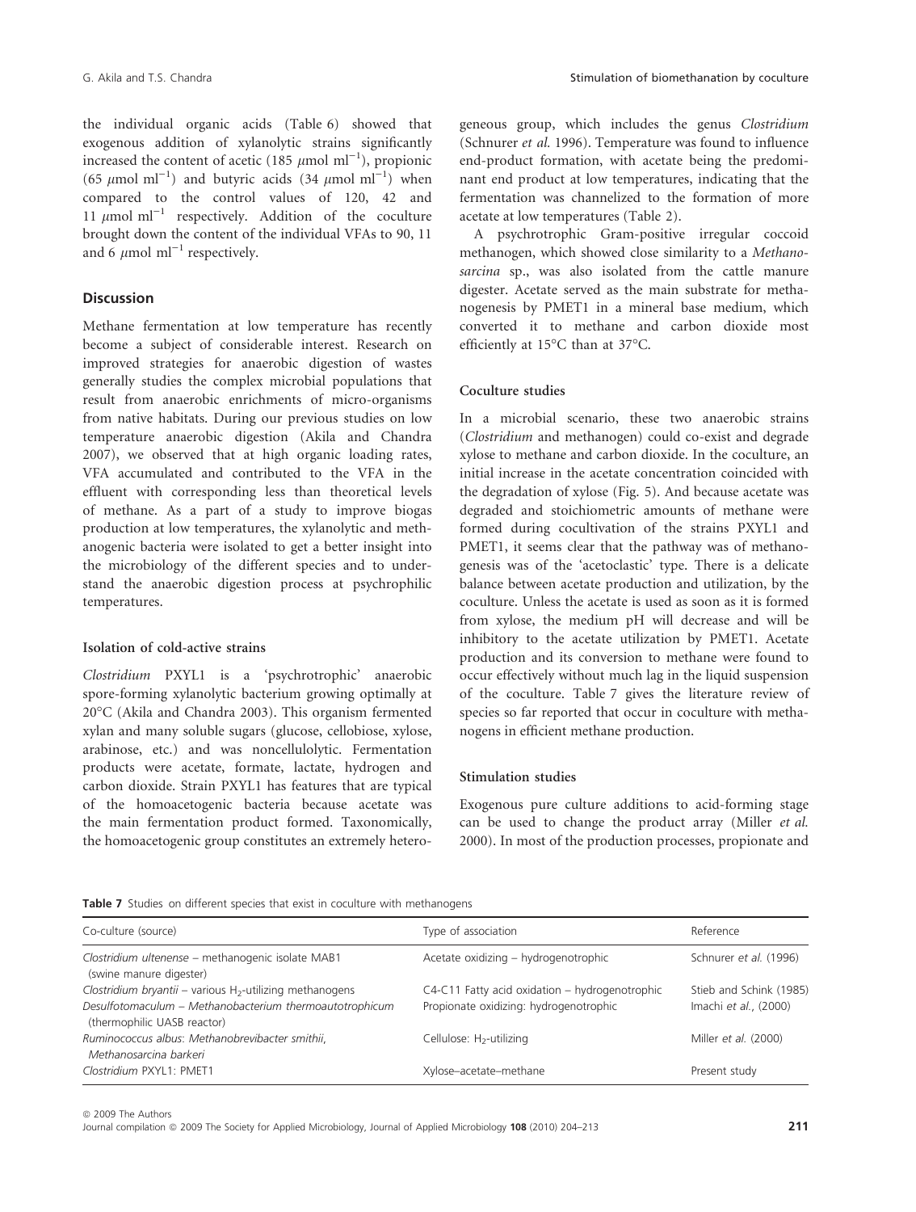the individual organic acids (Table 6) showed that exogenous addition of xylanolytic strains significantly increased the content of acetic (185 $\mu$mol ml$^{-1}$), propionic (65 $\mu$mol ml$^{-1}$) and butyric acids (34 $\mu$mol ml$^{-1}$) when compared to the control values of 120, 42 and 11 $\mu$mol ml$^{-1}$ respectively. Addition of the coculture brought down the content of the individual VFAs to 90, 11 and 6 $\mu$mol ml$^{-1}$ respectively.

## Discussion

Methane fermentation at low temperature has recently become a subject of considerable interest. Research on improved strategies for anaerobic digestion of wastes generally studies the complex microbial populations that result from anaerobic enrichments of micro-organisms from native habitats. During our previous studies on low temperature anaerobic digestion (Akila and Chandra 2007), we observed that at high organic loading rates, VFA accumulated and contributed to the VFA in the effluent with corresponding less than theoretical levels of methane. As a part of a study to improve biogas production at low temperatures, the xylanolytic and methanogenic bacteria were isolated to get a better insight into the microbiology of the different species and to understand the anaerobic digestion process at psychrophilic temperatures.

### Isolation of cold-active strains

*Clostridium* PXYL1 is a 'psychrotrophic' anaerobic spore-forming xylanolytic bacterium growing optimally at 20°C (Akila and Chandra 2003). This organism fermented xylan and many soluble sugars (glucose, cellobiose, xylose, arabinose, etc.) and was noncellulolytic. Fermentation products were acetate, formate, lactate, hydrogen and carbon dioxide. Strain PXYL1 has features that are typical of the homoacetogenic bacteria because acetate was the main fermentation product formed. Taxonomically, the homoacetogenic group constitutes an extremely heterogeneous group, which includes the genus *Clostridium* (Schnurer *et al.* 1996). Temperature was found to influence end-product formation, with acetate being the predominant end product at low temperatures, indicating that the fermentation was channelized to the formation of more acetate at low temperatures (Table 2).

A psychrotrophic Gram-positive irregular coccoid methanogen, which showed close similarity to a *Methanosarcina* sp., was also isolated from the cattle manure digester. Acetate served as the main substrate for methanogenesis by PMET1 in a mineral base medium, which converted it to methane and carbon dioxide most efficiently at 15°C than at 37°C.

### Coculture studies

In a microbial scenario, these two anaerobic strains (*Clostridium* and methanogen) could co-exist and degrade xylose to methane and carbon dioxide. In the coculture, an initial increase in the acetate concentration coincided with the degradation of xylose (Fig. 5). And because acetate was degraded and stoichiometric amounts of methane were formed during cocultivation of the strains PXYL1 and PMET1, it seems clear that the pathway was of methanogenesis was of the 'acetoclastic' type. There is a delicate balance between acetate production and utilization, by the coculture. Unless the acetate is used as soon as it is formed from xylose, the medium pH will decrease and will be inhibitory to the acetate utilization by PMET1. Acetate production and its conversion to methane were found to occur effectively without much lag in the liquid suspension of the coculture. Table 7 gives the literature review of species so far reported that occur in coculture with methanogens in efficient methane production.

### Stimulation studies

Exogenous pure culture additions to acid-forming stage can be used to change the product array (Miller *et al.* 2000). In most of the production processes, propionate and

**Table 7** Studies on different species that exist in coculture with methanogens

| Co-culture (source) | Type of association | Reference |
|---|---|---|
| *Clostridium ultenense* – methanogenic isolate MAB1 (swine manure digester) | Acetate oxidizing – hydrogenotrophic | Schnurer *et al.* (1996) |
| *Clostridium bryantii* – various $H_2$-utilizing methanogens | C4-C11 Fatty acid oxidation – hydrogenotrophic | Stieb and Schink (1985) |
| *Desulfotomaculum* – *Methanobacterium thermoautotrophicum* (thermophilic UASB reactor) | Propionate oxidizing: hydrogenotrophic | Imachi *et al.*, (2000) |
| *Ruminococcus albus*: *Methanobrevibacter smithii*, *Methanosarcina barkeri* | Cellulose: $H_2$-utilizing | Miller *et al.* (2000) |
| *Clostridium* PXYL1: PMET1 | Xylose–acetate–methane | Present study |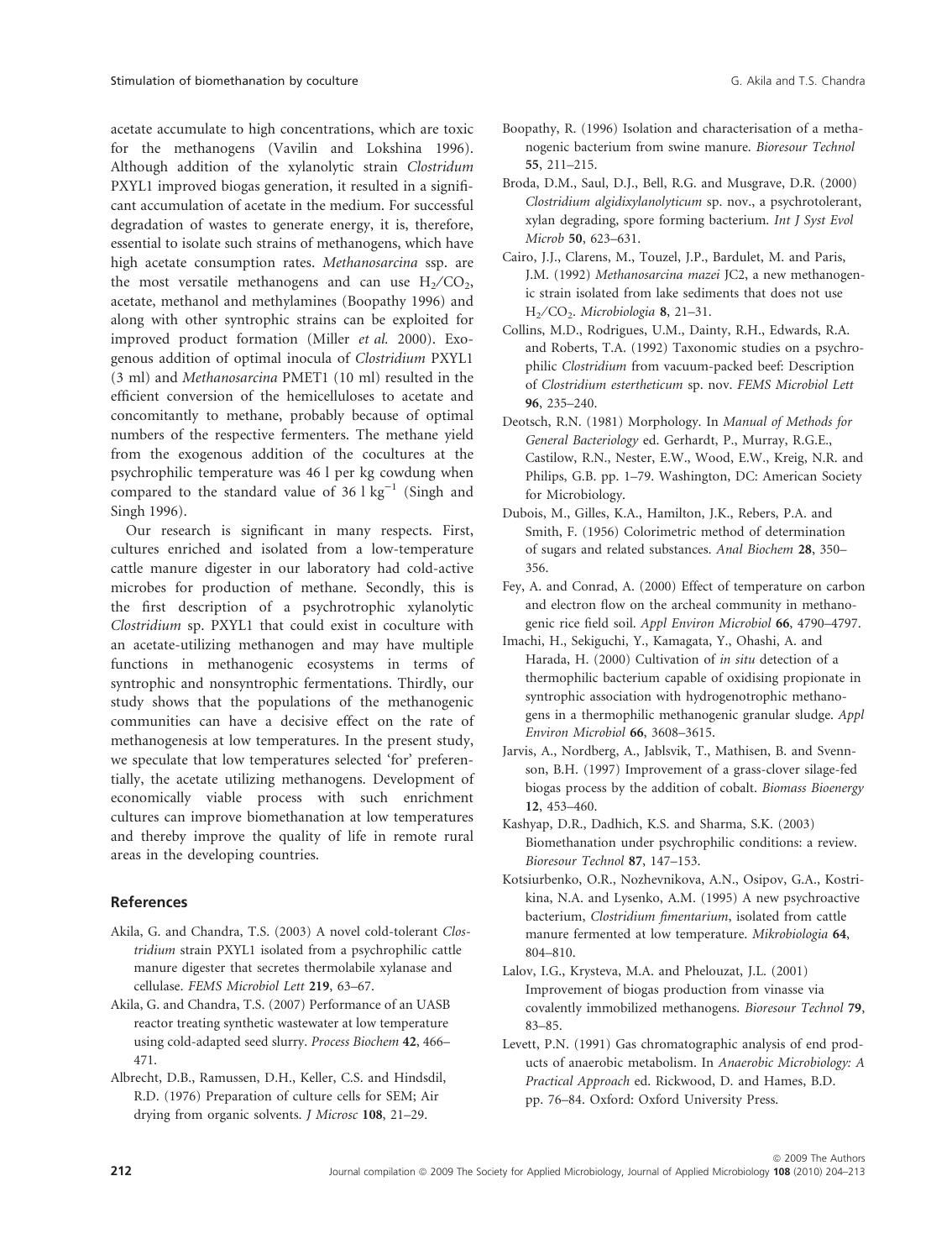acetate accumulate to high concentrations, which are toxic for the methanogens (Vavilin and Lokshina 1996). Although addition of the xylanolytic strain *Clostridum* PXYL1 improved biogas generation, it resulted in a significant accumulation of acetate in the medium. For successful degradation of wastes to generate energy, it is, therefore, essential to isolate such strains of methanogens, which have high acetate consumption rates. *Methanosarcina* ssp. are the most versatile methanogens and can use $H_2/CO_2$, acetate, methanol and methylamines (Boopathy 1996) and along with other syntrophic strains can be exploited for improved product formation (Miller *et al.* 2000). Exogenous addition of optimal inocula of *Clostridium* PXYL1 (3 ml) and *Methanosarcina* PMET1 (10 ml) resulted in the efficient conversion of the hemicelluloses to acetate and concomitantly to methane, probably because of optimal numbers of the respective fermenters. The methane yield from the exogenous addition of the cocultures at the psychrophilic temperature was 46 l per kg cowdung when compared to the standard value of 36 l $kg^{-1}$ (Singh and Singh 1996).

Our research is significant in many respects. First, cultures enriched and isolated from a low-temperature cattle manure digester in our laboratory had cold-active microbes for production of methane. Secondly, this is the first description of a psychrotrophic xylanolytic *Clostridium* sp. PXYL1 that could exist in coculture with an acetate-utilizing methanogen and may have multiple functions in methanogenic ecosystems in terms of syntrophic and nonsyntrophic fermentations. Thirdly, our study shows that the populations of the methanogenic communities can have a decisive effect on the rate of methanogenesis at low temperatures. In the present study, we speculate that low temperatures selected 'for' preferentially, the acetate utilizing methanogens. Development of economically viable process with such enrichment cultures can improve biomethanation at low temperatures and thereby improve the quality of life in remote rural areas in the developing countries.

## References

Akila, G. and Chandra, T.S. (2003) A novel cold-tolerant *Clostridium* strain PXYL1 isolated from a psychrophilic cattle manure digester that secretes thermolabile xylanase and cellulase. *FEMS Microbiol Lett* **219**, 63–67.

Akila, G. and Chandra, T.S. (2007) Performance of an UASB reactor treating synthetic wastewater at low temperature using cold-adapted seed slurry. *Process Biochem* **42**, 466–471.

Albrecht, D.B., Ramussen, D.H., Keller, C.S. and Hindsdil, R.D. (1976) Preparation of culture cells for SEM; Air drying from organic solvents. *J Microsc* **108**, 21–29.

Boopathy, R. (1996) Isolation and characterisation of a methanogenic bacterium from swine manure. *Bioresour Technol* **55**, 211–215.

Broda, D.M., Saul, D.J., Bell, R.G. and Musgrave, D.R. (2000) *Clostridium algidixylanolyticum* sp. nov., a psychrotolerant, xylan degrading, spore forming bacterium. *Int J Syst Evol Microb* **50**, 623–631.

Cairo, J.J., Clarens, M., Touzel, J.P., Bardulet, M. and Paris, J.M. (1992) *Methanosarcina mazei* JC2, a new methanogenic strain isolated from lake sediments that does not use $H_2/CO_2$. *Microbiologia* **8**, 21–31.

Collins, M.D., Rodrigues, U.M., Dainty, R.H., Edwards, R.A. and Roberts, T.A. (1992) Taxonomic studies on a psychrophilic *Clostridium* from vacuum-packed beef: Description of *Clostridium estertheticum* sp. nov. *FEMS Microbiol Lett* **96**, 235–240.

Deotsch, R.N. (1981) Morphology. In *Manual of Methods for General Bacteriology* ed. Gerhardt, P., Murray, R.G.E., Castilow, R.N., Nester, E.W., Wood, E.W., Kreig, N.R. and Philips, G.B. pp. 1–79. Washington, DC: American Society for Microbiology.

Dubois, M., Gilles, K.A., Hamilton, J.K., Rebers, P.A. and Smith, F. (1956) Colorimetric method of determination of sugars and related substances. *Anal Biochem* **28**, 350–356.

Fey, A. and Conrad, A. (2000) Effect of temperature on carbon and electron flow on the archeal community in methanogenic rice field soil. *Appl Environ Microbiol* **66**, 4790–4797.

Imachi, H., Sekiguchi, Y., Kamagata, Y., Ohashi, A. and Harada, H. (2000) Cultivation of *in situ* detection of a thermophilic bacterium capable of oxidising propionate in syntrophic association with hydrogenotrophic methanogens in a thermophilic methanogenic granular sludge. *Appl Environ Microbiol* **66**, 3608–3615.

Jarvis, A., Nordberg, A., Jablsvik, T., Mathisen, B. and Svennsson, B.H. (1997) Improvement of a grass-clover silage-fed biogas process by the addition of cobalt. *Biomass Bioenergy* **12**, 453–460.

Kashyap, D.R., Dadhich, K.S. and Sharma, S.K. (2003) Biomethanation under psychrophilic conditions: a review. *Bioresour Technol* **87**, 147–153.

Kotsiurbenko, O.R., Nozhevnikova, A.N., Osipov, G.A., Kostrikina, N.A. and Lysenko, A.M. (1995) A new psychroactive bacterium, *Clostridium fimentarium*, isolated from cattle manure fermented at low temperature. *Mikrobiologia* **64**, 804–810.

Lalov, I.G., Krysteva, M.A. and Phelouzat, J.L. (2001) Improvement of biogas production from vinasse via covalently immobilized methanogens. *Bioresour Technol* **79**, 83–85.

Levett, P.N. (1991) Gas chromatographic analysis of end products of anaerobic metabolism. In *Anaerobic Microbiology: A Practical Approach* ed. Rickwood, D. and Hames, B.D. pp. 76–84. Oxford: Oxford University Press.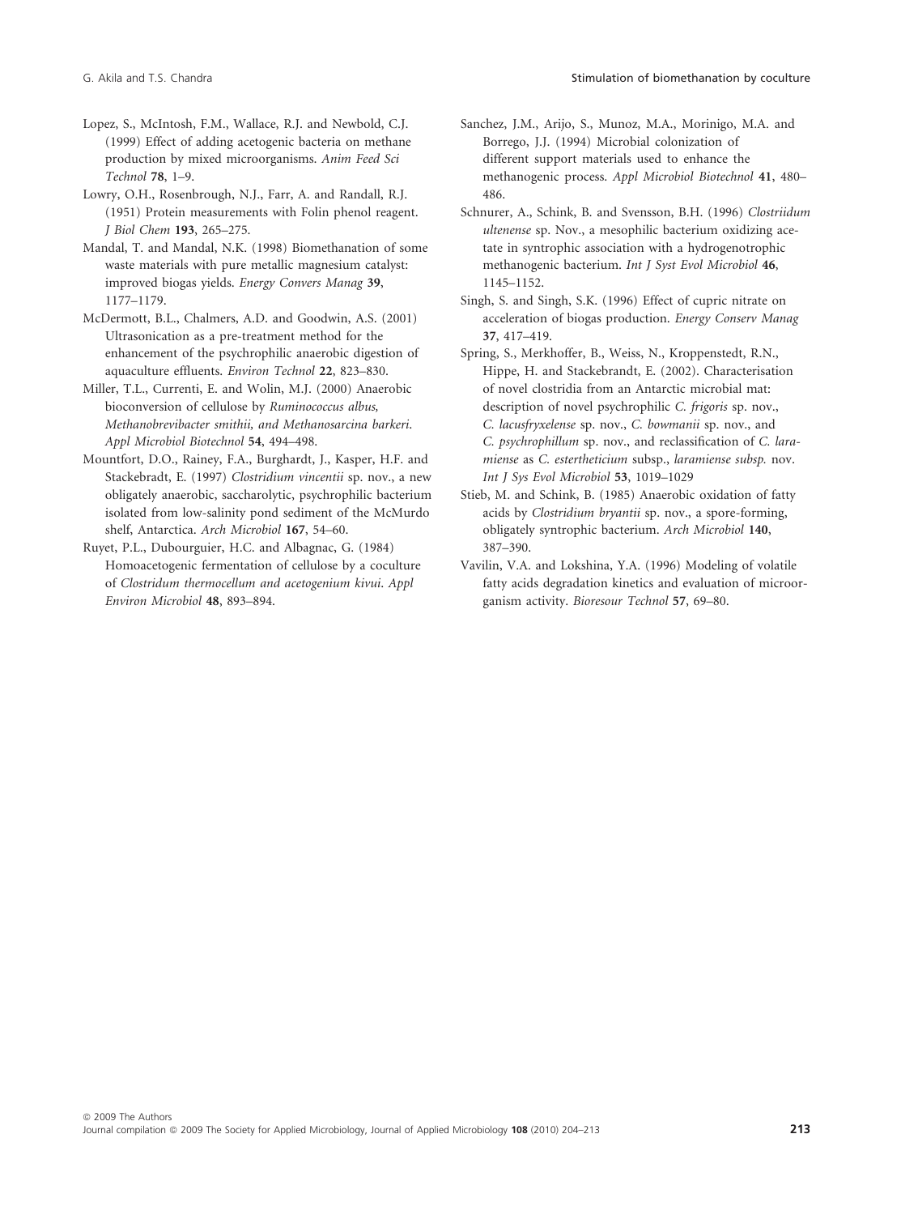Lopez, S., McIntosh, F.M., Wallace, R.J. and Newbold, C.J. (1999) Effect of adding acetogenic bacteria on methane production by mixed microorganisms. *Anim Feed Sci Technol* **78**, 1–9.

Lowry, O.H., Rosenbrough, N.J., Farr, A. and Randall, R.J. (1951) Protein measurements with Folin phenol reagent. *J Biol Chem* **193**, 265–275.

Mandal, T. and Mandal, N.K. (1998) Biomethanation of some waste materials with pure metallic magnesium catalyst: improved biogas yields. *Energy Convers Manag* **39**, 1177–1179.

McDermott, B.L., Chalmers, A.D. and Goodwin, A.S. (2001) Ultrasonication as a pre-treatment method for the enhancement of the psychrophilic anaerobic digestion of aquaculture effluents. *Environ Technol* **22**, 823–830.

Miller, T.L., Currenti, E. and Wolin, M.J. (2000) Anaerobic bioconversion of cellulose by *Ruminococcus albus, Methanobrevibacter smithii, and Methanosarcina barkeri*. *Appl Microbiol Biotechnol* **54**, 494–498.

Mountfort, D.O., Rainey, F.A., Burghardt, J., Kasper, H.F. and Stackebradt, E. (1997) *Clostridium vincentii* sp. nov., a new obligately anaerobic, saccharolytic, psychrophilic bacterium isolated from low-salinity pond sediment of the McMurdo shelf, Antarctica. *Arch Microbiol* **167**, 54–60.

Ruyet, P.L., Dubourguier, H.C. and Albagnac, G. (1984) Homoacetogenic fermentation of cellulose by a coculture of *Clostridum thermocellum and acetogenium kivui*. *Appl Environ Microbiol* **48**, 893–894.

Sanchez, J.M., Arijo, S., Munoz, M.A., Morinigo, M.A. and Borrego, J.J. (1994) Microbial colonization of different support materials used to enhance the methanogenic process. *Appl Microbiol Biotechnol* **41**, 480–486.

Schnurer, A., Schink, B. and Svensson, B.H. (1996) *Clostriidum ultenense* sp. Nov., a mesophilic bacterium oxidizing acetate in syntrophic association with a hydrogenotrophic methanogenic bacterium. *Int J Syst Evol Microbiol* **46**, 1145–1152.

Singh, S. and Singh, S.K. (1996) Effect of cupric nitrate on acceleration of biogas production. *Energy Conserv Manag* **37**, 417–419.

Spring, S., Merkhoffer, B., Weiss, N., Kroppenstedt, R.N., Hippe, H. and Stackebrandt, E. (2002). Characterisation of novel clostridia from an Antarctic microbial mat: description of novel psychrophilic *C. frigoris* sp. nov., *C. lacusfryxelense* sp. nov., *C. bowmanii* sp. nov., and *C. psychrophillum* sp. nov., and reclassification of *C. laramiense* as *C. estertheticium* subsp., *laramiense subsp.* nov. *Int J Sys Evol Microbiol* **53**, 1019–1029

Stieb, M. and Schink, B. (1985) Anaerobic oxidation of fatty acids by *Clostridium bryantii* sp. nov., a spore-forming, obligately syntrophic bacterium. *Arch Microbiol* **140**, 387–390.

Vavilin, V.A. and Lokshina, Y.A. (1996) Modeling of volatile fatty acids degradation kinetics and evaluation of microorganism activity. *Bioresour Technol* **57**, 69–80.